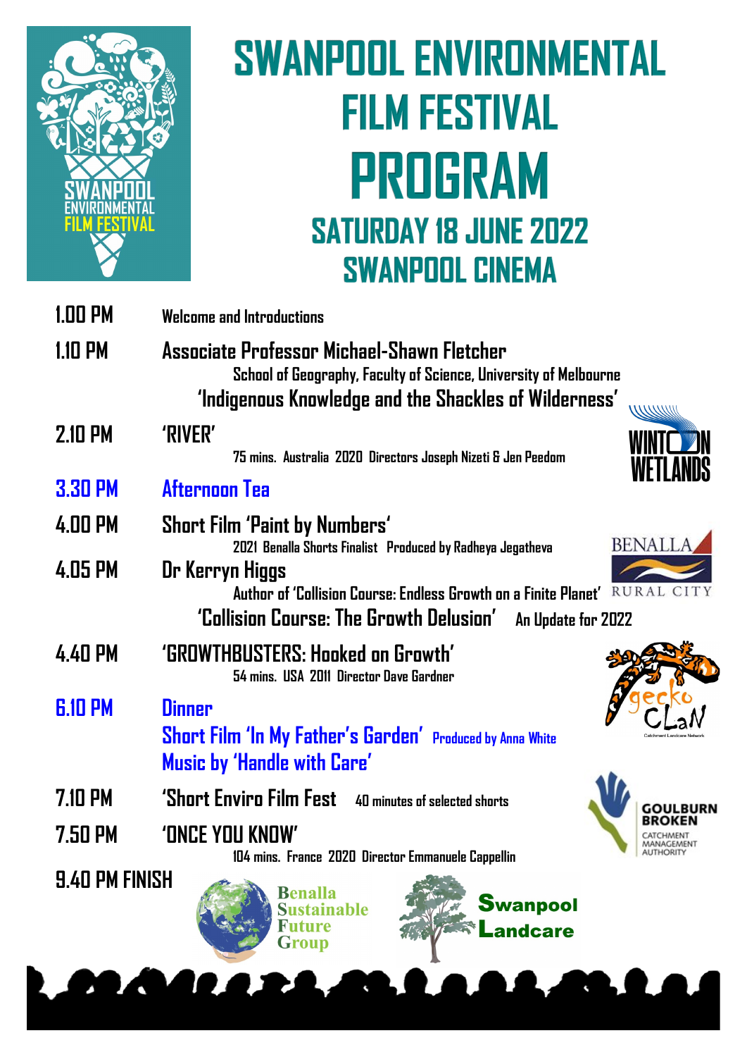# SWANPOOL ENVIRONMENTAL FILM FESTIVAL

# PROGRAM

## SATURDAY 18 JUNE 2022
## SWANPOOL CINEMA

SWANPOOL ENVIRONMENTAL FILM FESTIVAL

**1.00 PM** — Welcome and Introductions

**1.10 PM** — Associate Professor Michael-Shawn Fletcher
School of Geography, Faculty of Science, University of Melbourne
'Indigenous Knowledge and the Shackles of Wilderness'

**2.10 PM** — 'RIVER'
75 mins. Australia 2020 Directors Joseph Nizeti & Jen Peedom

**3.30 PM** — Afternoon Tea

**4.00 PM** — Short Film 'Paint by Numbers'
2021 Benalla Shorts Finalist Produced by Radheya Jegatheva

**4.05 PM** — Dr Kerryn Higgs
Author of 'Collision Course: Endless Growth on a Finite Planet'
'Collision Course: The Growth Delusion' An Update for 2022

**4.40 PM** — 'GROWTHBUSTERS: Hooked on Growth'
54 mins. USA 2011 Director Dave Gardner

**6.10 PM** — Dinner
Short Film 'In My Father's Garden' Produced by Anna White
Music by 'Handle with Care'

**7.10 PM** — 'Short Enviro Film Fest' 40 minutes of selected shorts

**7.50 PM** — 'ONCE YOU KNOW'
104 mins. France 2020 Director Emmanuele Cappellin

**9.40 PM FINISH**

WINTON WETLANDS

BENALLA RURAL CITY

gecko CLaN
Catchment Landcare Network

GOULBURN BROKEN
CATCHMENT MANAGEMENT AUTHORITY

Benalla Sustainable Future Group

Swanpool Landcare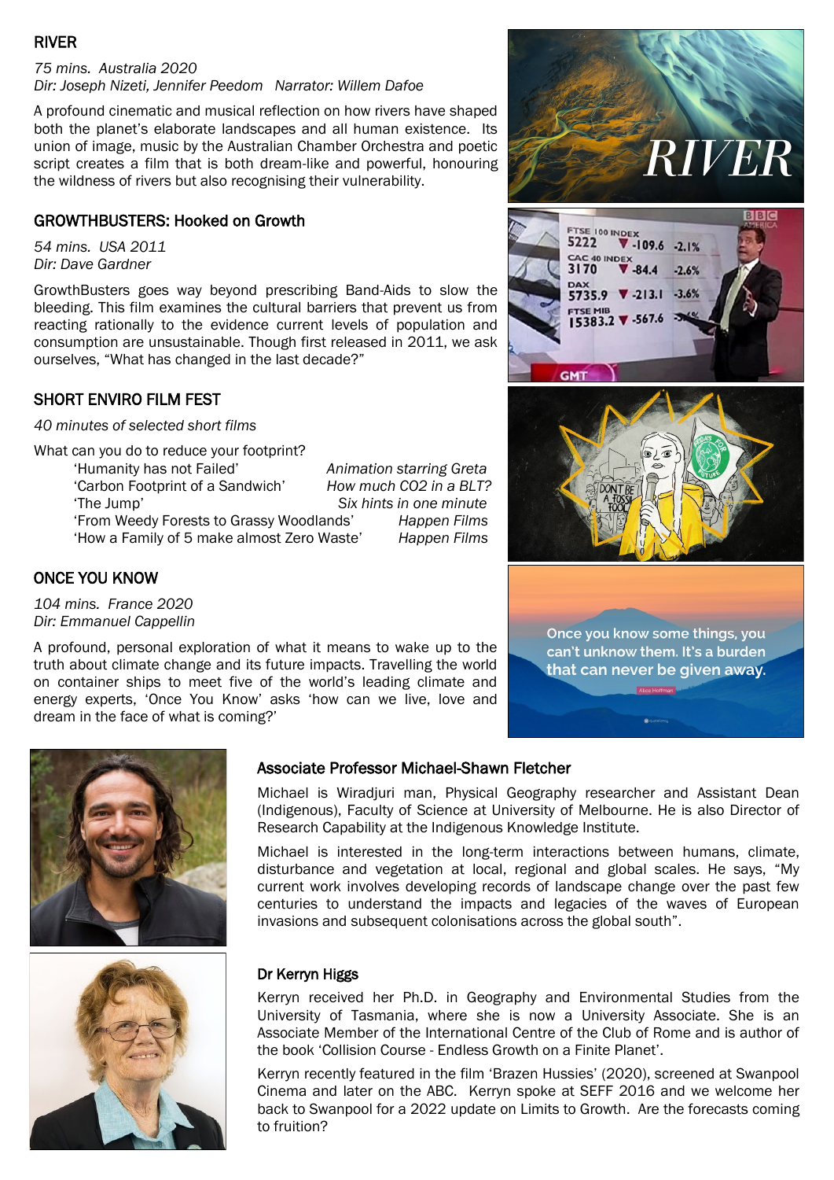## RIVER

*75 mins. Australia 2020*
*Dir: Joseph Nizeti, Jennifer Peedom Narrator: Willem Dafoe*

A profound cinematic and musical reflection on how rivers have shaped both the planet's elaborate landscapes and all human existence. Its union of image, music by the Australian Chamber Orchestra and poetic script creates a film that is both dream-like and powerful, honouring the wildness of rivers but also recognising their vulnerability.

## GROWTHBUSTERS: Hooked on Growth

*54 mins. USA 2011*
*Dir: Dave Gardner*

GrowthBusters goes way beyond prescribing Band-Aids to slow the bleeding. This film examines the cultural barriers that prevent us from reacting rationally to the evidence current levels of population and consumption are unsustainable. Though first released in 2011, we ask ourselves, "What has changed in the last decade?"

## SHORT ENVIRO FILM FEST

*40 minutes of selected short films*

What can you do to reduce your footprint?

| | |
|---|---|
| 'Humanity has not Failed' | *Animation starring Greta* |
| 'Carbon Footprint of a Sandwich' | *How much CO2 in a BLT?* |
| 'The Jump' | *Six hints in one minute* |
| 'From Weedy Forests to Grassy Woodlands' | *Happen Films* |
| 'How a Family of 5 make almost Zero Waste' | *Happen Films* |

## ONCE YOU KNOW

*104 mins. France 2020*
*Dir: Emmanuel Cappellin*

A profound, personal exploration of what it means to wake up to the truth about climate change and its future impacts. Travelling the world on container ships to meet five of the world's leading climate and energy experts, 'Once You Know' asks 'how can we live, love and dream in the face of what is coming?'

### Associate Professor Michael-Shawn Fletcher

Michael is Wiradjuri man, Physical Geography researcher and Assistant Dean (Indigenous), Faculty of Science at University of Melbourne. He is also Director of Research Capability at the Indigenous Knowledge Institute.

Michael is interested in the long-term interactions between humans, climate, disturbance and vegetation at local, regional and global scales. He says, "My current work involves developing records of landscape change over the past few centuries to understand the impacts and legacies of the waves of European invasions and subsequent colonisations across the global south".

### Dr Kerryn Higgs

Kerryn received her Ph.D. in Geography and Environmental Studies from the University of Tasmania, where she is now a University Associate. She is an Associate Member of the International Centre of the Club of Rome and is author of the book 'Collision Course - Endless Growth on a Finite Planet'.

Kerryn recently featured in the film 'Brazen Hussies' (2020), screened at Swanpool Cinema and later on the ABC. Kerryn spoke at SEFF 2016 and we welcome her back to Swanpool for a 2022 update on Limits to Growth. Are the forecasts coming to fruition?